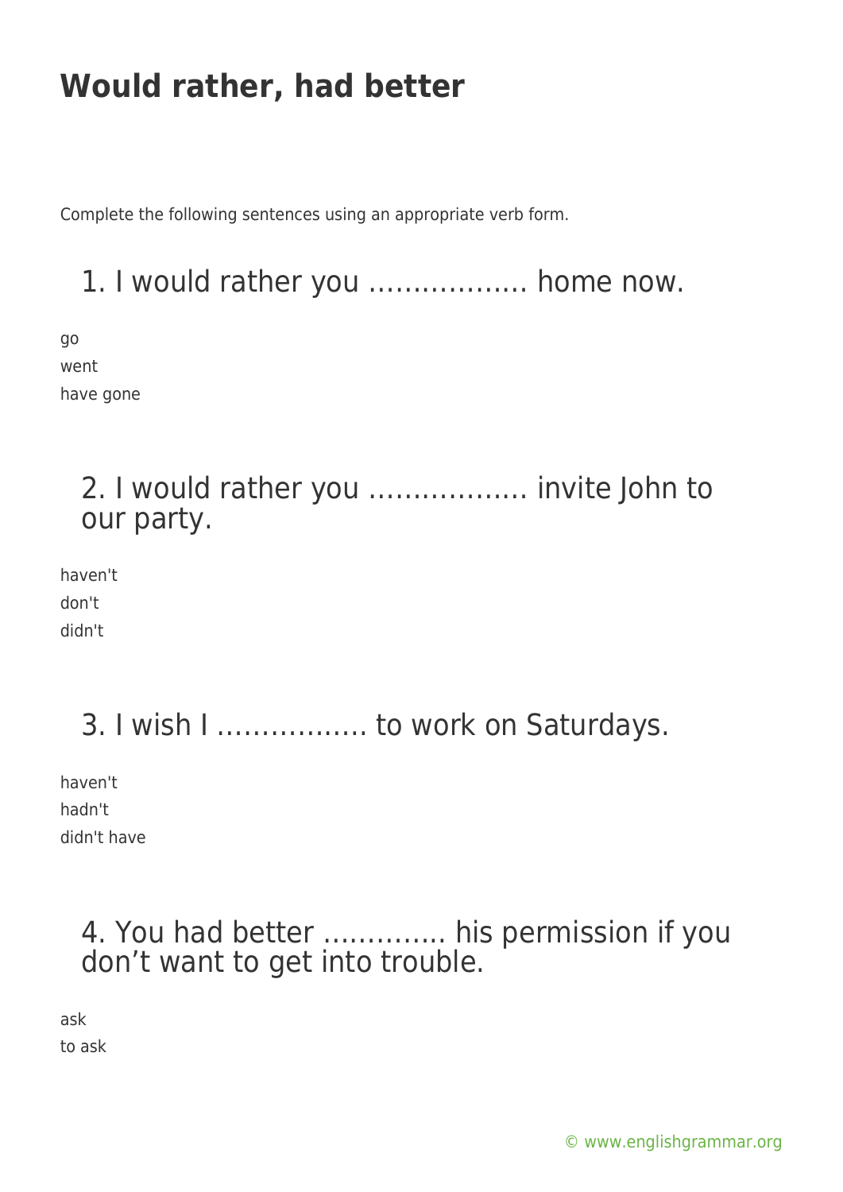# Would rather, had better

Complete the following sentences using an appropriate verb form.

## 1. I would rather you ……………… home now.

go
went
have gone

## 2. I would rather you ……………… invite John to our party.

haven't
don't
didn't

## 3. I wish I …………… to work on Saturdays.

haven't
hadn't
didn't have

## 4. You had better …………. his permission if you don't want to get into trouble.

ask
to ask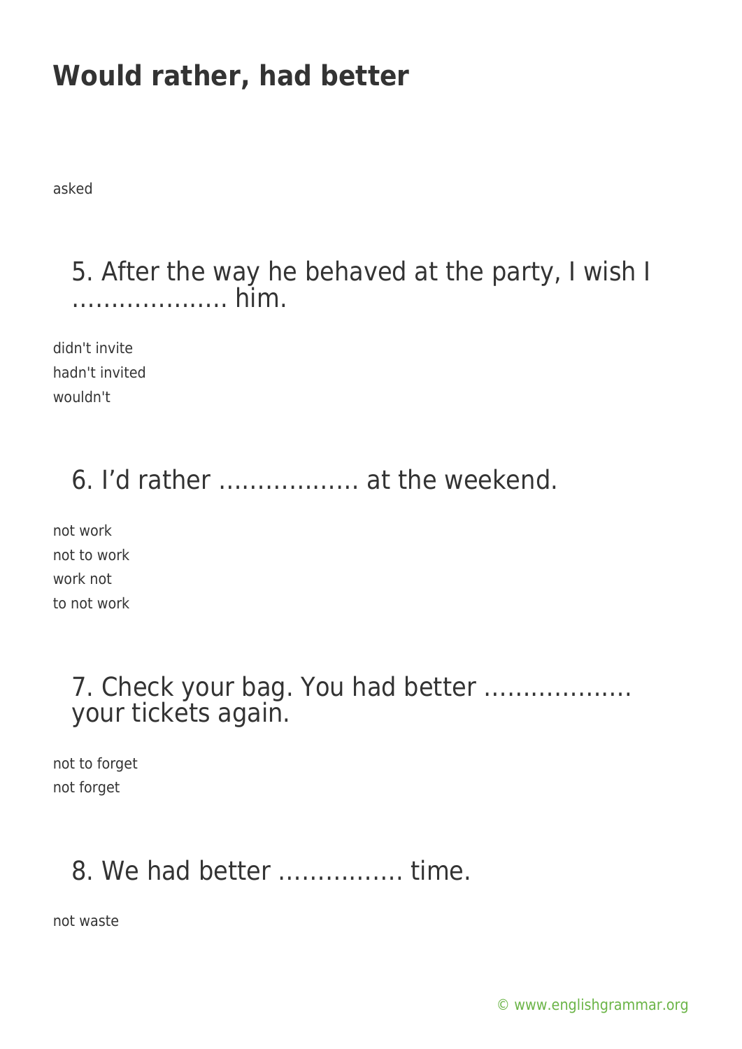# Would rather, had better

asked

## 5. After the way he behaved at the party, I wish I ……………….. him.

didn't invite
hadn't invited
wouldn't

## 6. I'd rather ……………… at the weekend.

not work
not to work
work not
to not work

## 7. Check your bag. You had better ………………. your tickets again.

not to forget
not forget

## 8. We had better ……………. time.

not waste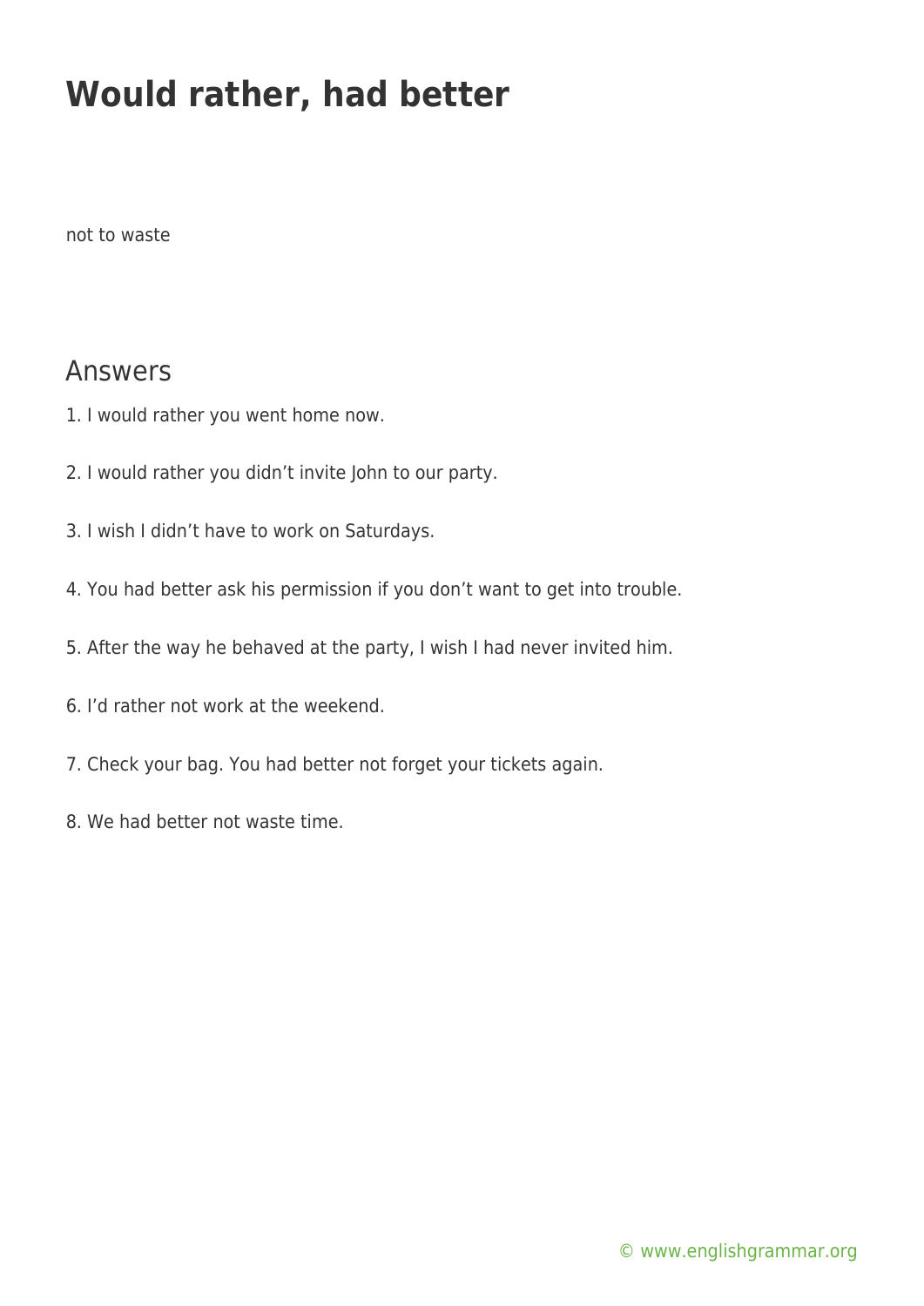# Would rather, had better

not to waste

## Answers

1. I would rather you went home now.
2. I would rather you didn't invite John to our party.
3. I wish I didn't have to work on Saturdays.
4. You had better ask his permission if you don't want to get into trouble.
5. After the way he behaved at the party, I wish I had never invited him.
6. I'd rather not work at the weekend.
7. Check your bag. You had better not forget your tickets again.
8. We had better not waste time.